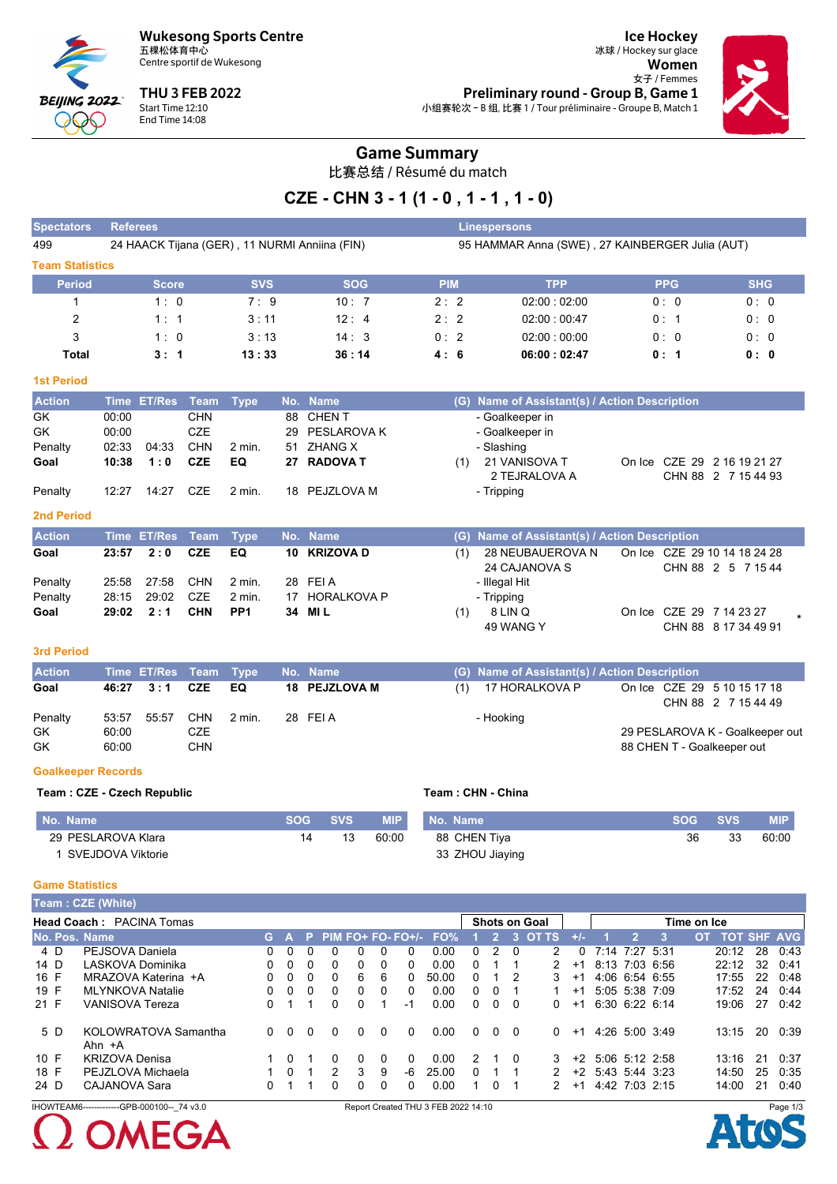**Wukesong Sports Centre**
五棵松体育中心
Centre sportif de Wukesong

**THU 3 FEB 2022**
Start Time 12:10
End Time 14:08

**Ice Hockey**
冰球 / Hockey sur glace
**Women**
女子 / Femmes
**Preliminary round - Group B, Game 1**
小组赛轮次 – B 组, 比赛 1 / Tour préliminaire - Groupe B, Match 1

# Game Summary

比赛总结 / Résumé du match

## CZE - CHN 3 - 1 (1 - 0 , 1 - 1 , 1 - 0)

| Spectators | Referees | Linespersons |
|---|---|---|
| 499 | 24 HAACK Tijana (GER) , 11 NURMI Anniina (FIN) | 95 HAMMAR Anna (SWE) , 27 KAINBERGER Julia (AUT) |

### Team Statistics

| Period | Score | SVS | SOG | PIM | TPP | PPG | SHG |
|---|---|---|---|---|---|---|---|
| 1 | 1 : 0 | 7 : 9 | 10 : 7 | 2 : 2 | 02:00 : 02:00 | 0 : 0 | 0 : 0 |
| 2 | 1 : 1 | 3 : 11 | 12 : 4 | 2 : 2 | 02:00 : 00:47 | 0 : 1 | 0 : 0 |
| 3 | 1 : 0 | 3 : 13 | 14 : 3 | 0 : 2 | 02:00 : 00:00 | 0 : 0 | 0 : 0 |
| **Total** | **3 : 1** | **13 : 33** | **36 : 14** | **4 : 6** | **06:00 : 02:47** | **0 : 1** | **0 : 0** |

### 1st Period

| Action | Time | ET/Res | Team | Type | No. | Name | (G) | Name of Assistant(s) / Action Description | On Ice |
|---|---|---|---|---|---|---|---|---|---|
| GK | 00:00 | | CHN | | 88 | CHEN T | | - Goalkeeper in | |
| GK | 00:00 | | CZE | | 29 | PESLAROVA K | | - Goalkeeper in | |
| Penalty | 02:33 | 04:33 | CHN | 2 min. | 51 | ZHANG X | | - Slashing | |
| **Goal** | **10:38** | **1 : 0** | **CZE** | **EQ** | **27** | **RADOVA T** | (1) | 21 VANISOVA T<br>2 TEJRALOVA A | CZE 29 2 16 19 21 27<br>CHN 88 2 7 15 44 93 |
| Penalty | 12:27 | 14:27 | CZE | 2 min. | 18 | PEJZLOVA M | | - Tripping | |

### 2nd Period

| Action | Time | ET/Res | Team | Type | No. | Name | (G) | Name of Assistant(s) / Action Description | On Ice |
|---|---|---|---|---|---|---|---|---|---|
| **Goal** | **23:57** | **2 : 0** | **CZE** | **EQ** | **10** | **KRIZOVA D** | (1) | 28 NEUBAUEROVA N<br>24 CAJANOVA S | CZE 29 10 14 18 24 28<br>CHN 88 2 5 7 15 44 |
| Penalty | 25:58 | 27:58 | CHN | 2 min. | 28 | FEI A | | - Illegal Hit | |
| Penalty | 28:15 | 29:02 | CZE | 2 min. | 17 | HORALKOVA P | | - Tripping | |
| **Goal** | **29:02** | **2 : 1** | **CHN** | **PP1** | **34** | **MI L** | (1) | 8 LIN Q<br>49 WANG Y | CZE 29 7 14 23 27 *<br>CHN 88 8 17 34 49 91 |

### 3rd Period

| Action | Time | ET/Res | Team | Type | No. | Name | (G) | Name of Assistant(s) / Action Description | On Ice |
|---|---|---|---|---|---|---|---|---|---|
| **Goal** | **46:27** | **3 : 1** | **CZE** | **EQ** | **18** | **PEJZLOVA M** | (1) | 17 HORALKOVA P | CZE 29 5 10 15 17 18<br>CHN 88 2 7 15 44 49 |
| Penalty | 53:57 | 55:57 | CHN | 2 min. | 28 | FEI A | | - Hooking | |
| GK | 60:00 | | CZE | | | | | | 29 PESLAROVA K - Goalkeeper out |
| GK | 60:00 | | CHN | | | | | | 88 CHEN T - Goalkeeper out |

### Goalkeeper Records

**Team : CZE - Czech Republic**

| No. Name | SOG | SVS | MIP |
|---|---|---|---|
| 29 PESLAROVA Klara | 14 | 13 | 60:00 |
| 1 SVEJDOVA Viktorie | | | |

**Team : CHN - China**

| No. Name | SOG | SVS | MIP |
|---|---|---|---|
| 88 CHEN Tiya | 36 | 33 | 60:00 |
| 33 ZHOU Jiaying | | | |

### Game Statistics

**Team : CZE (White)**

**Head Coach :** PACINA Tomas

| No. | Pos. | Name | G | A | P | PIM | FO+ | FO- | FO+/- | FO% | SOG 1 | SOG 2 | SOG 3 | SOG OT | SOG TS | +/- | TOI 1 | TOI 2 | TOI 3 | TOI OT | TOT | SHF | AVG |
|---|---|---|---|---|---|---|---|---|---|---|---|---|---|---|---|---|---|---|---|---|---|---|---|
| 4 | D | PEJSOVA Daniela | 0 | 0 | 0 | 0 | 0 | 0 | 0 | 0.00 | 0 | 2 | 0 | | 2 | 0 | 7:14 | 7:27 | 5:31 | | 20:12 | 28 | 0:43 |
| 14 | D | LASKOVA Dominika | 0 | 0 | 0 | 0 | 0 | 0 | 0 | 0.00 | 0 | 1 | 1 | | 2 | +1 | 8:13 | 7:03 | 6:56 | | 22:12 | 32 | 0:41 |
| 16 | F | MRAZOVA Katerina +A | 0 | 0 | 0 | 0 | 6 | 6 | 0 | 50.00 | 0 | 1 | 2 | | 3 | +1 | 4:06 | 6:54 | 6:55 | | 17:55 | 22 | 0:48 |
| 19 | F | MLYNKOVA Natalie | 0 | 0 | 0 | 0 | 0 | 0 | 0 | 0.00 | 0 | 0 | 1 | | 1 | +1 | 5:05 | 5:38 | 7:09 | | 17:52 | 24 | 0:44 |
| 21 | F | VANISOVA Tereza | 0 | 1 | 1 | 0 | 0 | 1 | -1 | 0.00 | 0 | 0 | 0 | | 0 | +1 | 6:30 | 6:22 | 6:14 | | 19:06 | 27 | 0:42 |
| 5 | D | KOLOWRATOVA Samantha Ahn +A | 0 | 0 | 0 | 0 | 0 | 0 | 0 | 0.00 | 0 | 0 | 0 | | 0 | +1 | 4:26 | 5:00 | 3:49 | | 13:15 | 20 | 0:39 |
| 10 | F | KRIZOVA Denisa | 1 | 0 | 1 | 0 | 0 | 0 | 0 | 0.00 | 2 | 1 | 0 | | 3 | +2 | 5:06 | 5:12 | 2:58 | | 13:16 | 21 | 0:37 |
| 18 | F | PEJZLOVA Michaela | 1 | 0 | 1 | 2 | 3 | 9 | -6 | 25.00 | 0 | 1 | 1 | | 2 | +2 | 5:43 | 5:44 | 3:23 | | 14:50 | 25 | 0:35 |
| 24 | D | CAJANOVA Sara | 0 | 1 | 1 | 0 | 0 | 0 | 0 | 0.00 | 1 | 0 | 1 | | 2 | +1 | 4:42 | 7:03 | 2:15 | | 14:00 | 21 | 0:40 |

IHOWTEAM6------------GPB-000100--_74 v3.0 Report Created THU 3 FEB 2022 14:10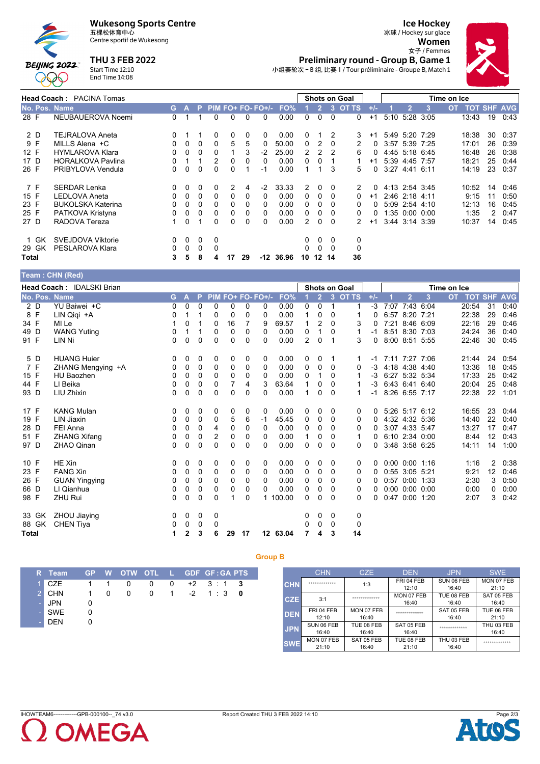# Wukesong Sports Centre
五棵松体育中心
Centre sportif de Wukesong

**THU 3 FEB 2022**
Start Time 12:10
End Time 14:08

## Ice Hockey
冰球 / Hockey sur glace
**Women**
女子 / Femmes
**Preliminary round - Group B, Game 1**
小组赛轮次 – B 组, 比赛 1 / Tour préliminaire - Groupe B, Match 1

**Head Coach : PACINA Tomas**

| No. | Pos. | Name | G | A | P | PIM | FO+ | FO- | FO+/- | FO% | Shots on Goal 1 | 2 | 3 | OT | TS | +/- | Time on Ice 1 | 2 | 3 | OT | TOT | SHF | AVG |
|---|---|---|---|---|---|---|---|---|---|---|---|---|---|---|---|---|---|---|---|---|---|---|---|
| 28 | F | NEUBAUEROVA Noemi | 0 | 1 | 1 | 0 | 0 | 0 | 0 | 0.00 | 0 | 0 | 0 | | 0 | +1 | 5:10 | 5:28 | 3:05 | | 13:43 | 19 | 0:43 |
| 2 | D | TEJRALOVA Aneta | 0 | 1 | 1 | 0 | 0 | 0 | 0 | 0.00 | 0 | 1 | 2 | | 3 | +1 | 5:49 | 5:20 | 7:29 | | 18:38 | 30 | 0:37 |
| 9 | F | MILLS Alena +C | 0 | 0 | 0 | 0 | 5 | 5 | 0 | 50.00 | 0 | 2 | 0 | | 2 | 0 | 3:57 | 5:39 | 7:25 | | 17:01 | 26 | 0:39 |
| 12 | F | HYMLAROVA Klara | 0 | 0 | 0 | 0 | 1 | 3 | -2 | 25.00 | 2 | 2 | 2 | | 6 | 0 | 4:45 | 5:18 | 6:45 | | 16:48 | 26 | 0:38 |
| 17 | D | HORALKOVA Pavlina | 0 | 1 | 1 | 2 | 0 | 0 | 0 | 0.00 | 0 | 0 | 1 | | 1 | +1 | 5:39 | 4:45 | 7:57 | | 18:21 | 25 | 0:44 |
| 26 | F | PRIBYLOVA Vendula | 0 | 0 | 0 | 0 | 0 | 1 | -1 | 0.00 | 1 | 1 | 3 | | 5 | 0 | 3:27 | 4:41 | 6:11 | | 14:19 | 23 | 0:37 |
| 7 | F | SERDAR Lenka | 0 | 0 | 0 | 0 | 2 | 4 | -2 | 33.33 | 2 | 0 | 0 | | 2 | 0 | 4:13 | 2:54 | 3:45 | | 10:52 | 14 | 0:46 |
| 15 | F | LEDLOVA Aneta | 0 | 0 | 0 | 0 | 0 | 0 | 0 | 0.00 | 0 | 0 | 0 | | 0 | +1 | 2:46 | 2:18 | 4:11 | | 9:15 | 11 | 0:50 |
| 23 | F | BUKOLSKA Katerina | 0 | 0 | 0 | 0 | 0 | 0 | 0 | 0.00 | 0 | 0 | 0 | | 0 | 0 | 5:09 | 2:54 | 4:10 | | 12:13 | 16 | 0:45 |
| 25 | F | PATKOVA Kristyna | 0 | 0 | 0 | 0 | 0 | 0 | 0 | 0.00 | 0 | 0 | 0 | | 0 | 0 | 1:35 | 0:00 | 0:00 | | 1:35 | 2 | 0:47 |
| 27 | D | RADOVA Tereza | 1 | 0 | 1 | 0 | 0 | 0 | 0 | 0.00 | 2 | 0 | 0 | | 2 | +1 | 3:44 | 3:14 | 3:39 | | 10:37 | 14 | 0:45 |
| 1 | GK | SVEJDOVA Viktorie | 0 | 0 | 0 | 0 | | | | | 0 | 0 | 0 | | 0 | | | | | | | | |
| 29 | GK | PESLAROVA Klara | 0 | 0 | 0 | 0 | | | | | 0 | 0 | 0 | | 0 | | | | | | | | |
| Total | | | 3 | 5 | 8 | 4 | 17 | 29 | -12 | 36.96 | 10 | 12 | 14 | | 36 | | | | | | | | |

**Team : CHN (Red)**

**Head Coach : IDALSKI Brian**

| No. | Pos. | Name | G | A | P | PIM | FO+ | FO- | FO+/- | FO% | Shots on Goal 1 | 2 | 3 | OT | TS | +/- | Time on Ice 1 | 2 | 3 | OT | TOT | SHF | AVG |
|---|---|---|---|---|---|---|---|---|---|---|---|---|---|---|---|---|---|---|---|---|---|---|---|
| 2 | D | YU Baiwei +C | 0 | 0 | 0 | 0 | 0 | 0 | 0 | 0.00 | 0 | 0 | 1 | | 1 | -3 | 7:07 | 7:43 | 6:04 | | 20:54 | 31 | 0:40 |
| 8 | F | LIN Qiqi +A | 0 | 1 | 1 | 0 | 0 | 0 | 0 | 0.00 | 1 | 0 | 0 | | 1 | 0 | 6:57 | 8:20 | 7:21 | | 22:38 | 29 | 0:46 |
| 34 | F | MI Le | 1 | 0 | 1 | 0 | 16 | 7 | 9 | 69.57 | 1 | 2 | 0 | | 3 | 0 | 7:21 | 8:46 | 6:09 | | 22:16 | 29 | 0:46 |
| 49 | D | WANG Yuting | 0 | 1 | 1 | 0 | 0 | 0 | 0 | 0.00 | 0 | 1 | 0 | | 1 | -1 | 8:51 | 8:30 | 7:03 | | 24:24 | 36 | 0:40 |
| 91 | F | LIN Ni | 0 | 0 | 0 | 0 | 0 | 0 | 0 | 0.00 | 2 | 0 | 1 | | 3 | 0 | 8:00 | 8:51 | 5:55 | | 22:46 | 30 | 0:45 |
| 5 | D | HUANG Huier | 0 | 0 | 0 | 0 | 0 | 0 | 0 | 0.00 | 0 | 0 | 1 | | 1 | -1 | 7:11 | 7:27 | 7:06 | | 21:44 | 24 | 0:54 |
| 7 | F | ZHANG Mengying +A | 0 | 0 | 0 | 0 | 0 | 0 | 0 | 0.00 | 0 | 0 | 0 | | 0 | -3 | 4:18 | 4:38 | 4:40 | | 13:36 | 18 | 0:45 |
| 15 | F | HU Baozhen | 0 | 0 | 0 | 0 | 0 | 0 | 0 | 0.00 | 0 | 1 | 0 | | 1 | -3 | 6:27 | 5:32 | 5:34 | | 17:33 | 25 | 0:42 |
| 44 | F | LI Beika | 0 | 0 | 0 | 0 | 7 | 4 | 3 | 63.64 | 1 | 0 | 0 | | 1 | -3 | 6:43 | 6:41 | 6:40 | | 20:04 | 25 | 0:48 |
| 93 | D | LIU Zhixin | 0 | 0 | 0 | 0 | 0 | 0 | 0 | 0.00 | 1 | 0 | 0 | | 1 | -1 | 8:26 | 6:55 | 7:17 | | 22:38 | 22 | 1:01 |
| 17 | F | KANG Mulan | 0 | 0 | 0 | 0 | 0 | 0 | 0 | 0.00 | 0 | 0 | 0 | | 0 | 0 | 5:26 | 5:17 | 6:12 | | 16:55 | 23 | 0:44 |
| 19 | F | LIN Jiaxin | 0 | 0 | 0 | 0 | 5 | 6 | -1 | 45.45 | 0 | 0 | 0 | | 0 | 0 | 4:32 | 4:32 | 5:36 | | 14:40 | 22 | 0:40 |
| 28 | D | FEI Anna | 0 | 0 | 0 | 4 | 0 | 0 | 0 | 0.00 | 0 | 0 | 0 | | 0 | 0 | 3:07 | 4:33 | 5:47 | | 13:27 | 17 | 0:47 |
| 51 | F | ZHANG Xifang | 0 | 0 | 0 | 2 | 0 | 0 | 0 | 0.00 | 1 | 0 | 0 | | 1 | 0 | 6:10 | 2:34 | 0:00 | | 8:44 | 12 | 0:43 |
| 97 | D | ZHAO Qinan | 0 | 0 | 0 | 0 | 0 | 0 | 0 | 0.00 | 0 | 0 | 0 | | 0 | 0 | 3:48 | 3:58 | 6:25 | | 14:11 | 14 | 1:00 |
| 10 | F | HE Xin | 0 | 0 | 0 | 0 | 0 | 0 | 0 | 0.00 | 0 | 0 | 0 | | 0 | 0 | 0:00 | 0:00 | 1:16 | | 1:16 | 2 | 0:38 |
| 23 | F | FANG Xin | 0 | 0 | 0 | 0 | 0 | 0 | 0 | 0.00 | 0 | 0 | 0 | | 0 | 0 | 0:55 | 3:05 | 5:21 | | 9:21 | 12 | 0:46 |
| 26 | F | GUAN Yingying | 0 | 0 | 0 | 0 | 0 | 0 | 0 | 0.00 | 0 | 0 | 0 | | 0 | 0 | 0:57 | 0:00 | 1:33 | | 2:30 | 3 | 0:50 |
| 66 | D | LI Qianhua | 0 | 0 | 0 | 0 | 0 | 0 | 0 | 0.00 | 0 | 0 | 0 | | 0 | 0 | 0:00 | 0:00 | 0:00 | | 0:00 | 0 | 0:00 |
| 98 | F | ZHU Rui | 0 | 0 | 0 | 0 | 1 | 0 | 1 | 100.00 | 0 | 0 | 0 | | 0 | 0 | 0:47 | 0:00 | 1:20 | | 2:07 | 3 | 0:42 |
| 33 | GK | ZHOU Jiaying | 0 | 0 | 0 | 0 | | | | | 0 | 0 | 0 | | 0 | | | | | | | | |
| 88 | GK | CHEN Tiya | 0 | 0 | 0 | 0 | | | | | 0 | 0 | 0 | | 0 | | | | | | | | |
| Total | | | 1 | 2 | 3 | 6 | 29 | 17 | 12 | 63.04 | 7 | 4 | 3 | | 14 | | | | | | | | |

**Group B**

| R | Team | GP | W | OTW | OTL | L | GDF | GF : GA | PTS |
|---|---|---|---|---|---|---|---|---|---|
| 1 | CZE | 1 | 1 | 0 | 0 | 0 | +2 | 3 : 1 | 3 |
| 2 | CHN | 1 | 0 | 0 | 0 | 1 | -2 | 1 : 3 | 0 |
| - | JPN | 0 | | | | | | | |
| - | SWE | 0 | | | | | | | |
| - | DEN | 0 | | | | | | | |

| | CHN | CZE | DEN | JPN | SWE |
|---|---|---|---|---|---|
| CHN | ************* | 1:3 | FRI 04 FEB 12:10 | SUN 06 FEB 16:40 | MON 07 FEB 21:10 |
| CZE | 3:1 | ************* | MON 07 FEB 16:40 | TUE 08 FEB 16:40 | SAT 05 FEB 16:40 |
| DEN | FRI 04 FEB 12:10 | MON 07 FEB 16:40 | ************* | SAT 05 FEB 16:40 | TUE 08 FEB 21:10 |
| JPN | SUN 06 FEB 16:40 | TUE 08 FEB 16:40 | SAT 05 FEB 16:40 | ************* | THU 03 FEB 16:40 |
| SWE | MON 07 FEB 21:10 | SAT 05 FEB 16:40 | TUE 08 FEB 21:10 | THU 03 FEB 16:40 | ************* |

IHOWTEAM6------------GPB-000100--_74 v3.0 Report Created THU 3 FEB 2022 14:10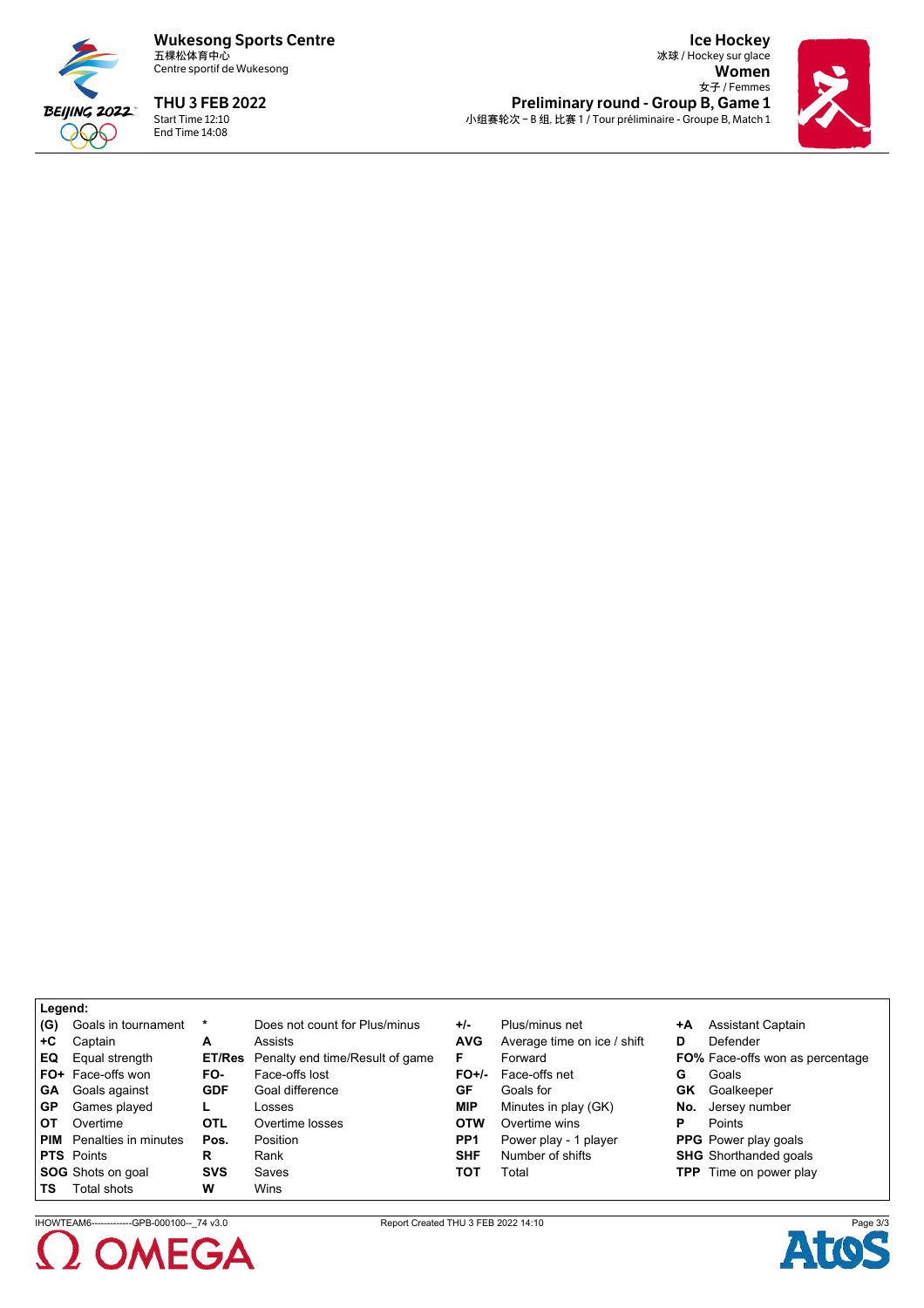**Legend:**

| | | | | | | | |
|---|---|---|---|---|---|---|---|
| **(G)** | Goals in tournament | * | Does not count for Plus/minus | **+/-** | Plus/minus net | **+A** | Assistant Captain |
| **+C** | Captain | **A** | Assists | **AVG** | Average time on ice / shift | **D** | Defender |
| **EQ** | Equal strength | **ET/Res** | Penalty end time/Result of game | **F** | Forward | **FO%** | Face-offs won as percentage |
| **FO+** | Face-offs won | **FO-** | Face-offs lost | **FO+/-** | Face-offs net | **G** | Goals |
| **GA** | Goals against | **GDF** | Goal difference | **GF** | Goals for | **GK** | Goalkeeper |
| **GP** | Games played | **L** | Losses | **MIP** | Minutes in play (GK) | **No.** | Jersey number |
| **OT** | Overtime | **OTL** | Overtime losses | **OTW** | Overtime wins | **P** | Points |
| **PIM** | Penalties in minutes | **Pos.** | Position | **PP1** | Power play - 1 player | **PPG** | Power play goals |
| **PTS** | Points | **R** | Rank | **SHF** | Number of shifts | **SHG** | Shorthanded goals |
| **SOG** | Shots on goal | **SVS** | Saves | **TOT** | Total | **TPP** | Time on power play |
| **TS** | Total shots | **W** | Wins | | | | |

IHOWTEAM6-------------GPB-000100--_74 v3.0

Report Created THU 3 FEB 2022 14:10